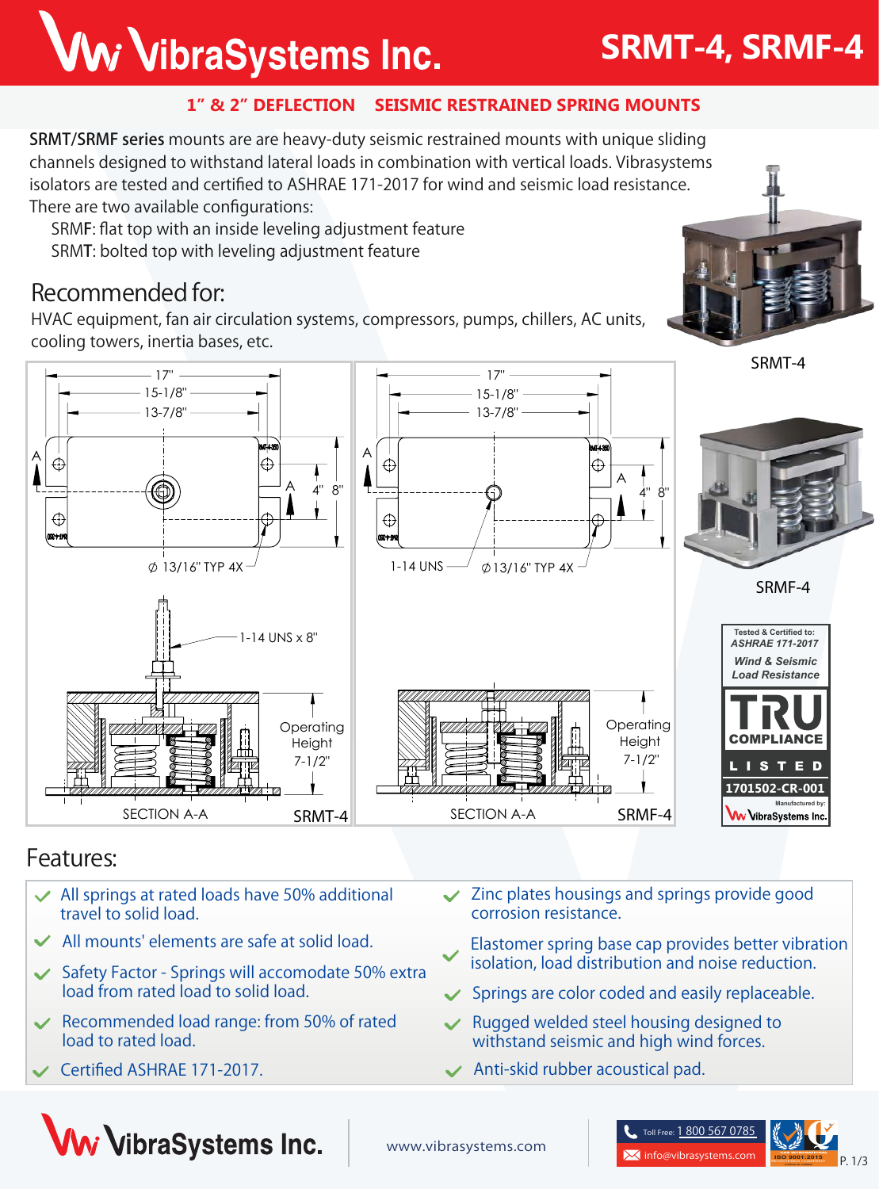# VibraSystems Inc. — SRMT-4, SRMF-4

## 1" & 2" DEFLECTION SEISMIC RESTRAINED SPRING MOUNTS

**SRMT/SRMF series** mounts are are heavy-duty seismic restrained mounts with unique sliding channels designed to withstand lateral loads in combination with vertical loads. Vibrasystems isolators are tested and certified to ASHRAE 171-2017 for wind and seismic load resistance. There are two available configurations:

SRMF: flat top with an inside leveling adjustment feature
SRMT: bolted top with leveling adjustment feature

## Recommended for:

HVAC equipment, fan air circulation systems, compressors, pumps, chillers, AC units, cooling towers, inertia bases, etc.

SRMT-4

SRMF-4

SRMT-4: 17", 15-1/8", 13-7/8", 4", 8", Ø 13/16" TYP 4X, 1-14 UNS x 8", Operating Height 7-1/2", SECTION A-A

SRMF-4: 17", 15-1/8", 13-7/8", 4", 8", 1-14 UNS, Ø13/16" TYP 4X, Operating Height 7-1/2", SECTION A-A

Tested & Certified to: ASHRAE 171-2017 Wind & Seismic Load Resistance — TRU COMPLIANCE LISTED 1701502-CR-001 — Manufactured by: VibraSystems Inc.

## Features:

- All springs at rated loads have 50% additional travel to solid load.
- All mounts' elements are safe at solid load.
- Safety Factor - Springs will accomodate 50% extra load from rated load to solid load.
- Recommended load range: from 50% of rated load to rated load.
- Certified ASHRAE 171-2017.
- Zinc plates housings and springs provide good corrosion resistance.
- Elastomer spring base cap provides better vibration isolation, load distribution and noise reduction.
- Springs are color coded and easily replaceable.
- Rugged welded steel housing designed to withstand seismic and high wind forces.
- Anti-skid rubber acoustical pad.

www.vibrasystems.com | Toll Free: 1 800 567 0785 | info@vibrasystems.com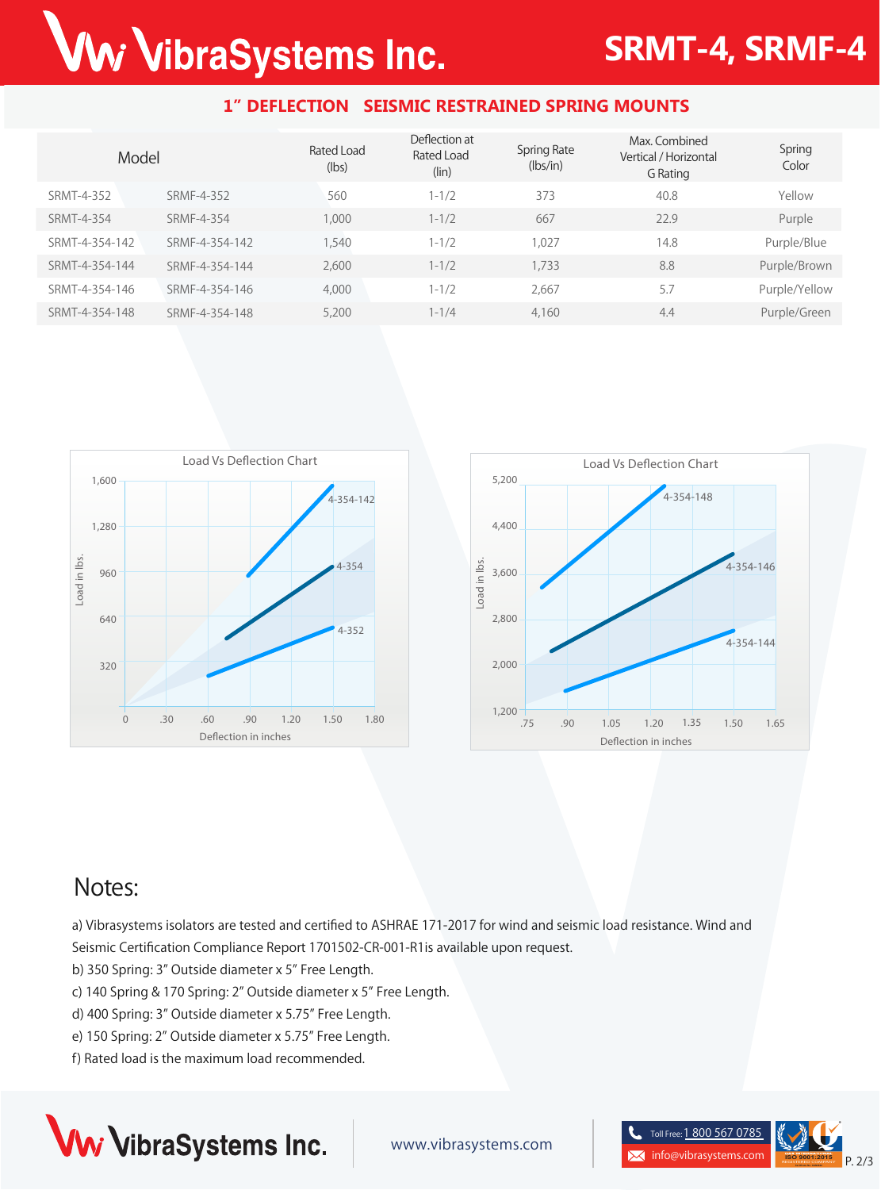# SRMT-4, SRMF-4

## 1" DEFLECTION SEISMIC RESTRAINED SPRING MOUNTS

| Model | | Rated Load (lbs) | Deflection at Rated Load (lin) | Spring Rate (lbs/in) | Max. Combined Vertical / Horizontal G Rating | Spring Color |
|---|---|---|---|---|---|---|
| SRMT-4-352 | SRMF-4-352 | 560 | 1-1/2 | 373 | 40.8 | Yellow |
| SRMT-4-354 | SRMF-4-354 | 1,000 | 1-1/2 | 667 | 22.9 | Purple |
| SRMT-4-354-142 | SRMF-4-354-142 | 1,540 | 1-1/2 | 1,027 | 14.8 | Purple/Blue |
| SRMT-4-354-144 | SRMF-4-354-144 | 2,600 | 1-1/2 | 1,733 | 8.8 | Purple/Brown |
| SRMT-4-354-146 | SRMF-4-354-146 | 4,000 | 1-1/2 | 2,667 | 5.7 | Purple/Yellow |
| SRMT-4-354-148 | SRMF-4-354-148 | 5,200 | 1-1/4 | 4,160 | 4.4 | Purple/Green |

Load Vs Deflection Chart (Load in lbs. vs Deflection in inches: 4-352, 4-354, 4-354-142)

Load Vs Deflection Chart (Load in lbs. vs Deflection in inches: 4-354-144, 4-354-146, 4-354-148)

## Notes:

a) Vibrasystems isolators are tested and certified to ASHRAE 171-2017 for wind and seismic load resistance. Wind and Seismic Certification Compliance Report 1701502-CR-001-R1is available upon request.

b) 350 Spring: 3" Outside diameter x 5" Free Length.

c) 140 Spring & 170 Spring: 2" Outside diameter x 5" Free Length.

d) 400 Spring: 3" Outside diameter x 5.75" Free Length.

e) 150 Spring: 2" Outside diameter x 5.75" Free Length.

f) Rated load is the maximum load recommended.

VibraSystems Inc. | www.vibrasystems.com | Toll Free: 1 800 567 0785 | info@vibrasystems.com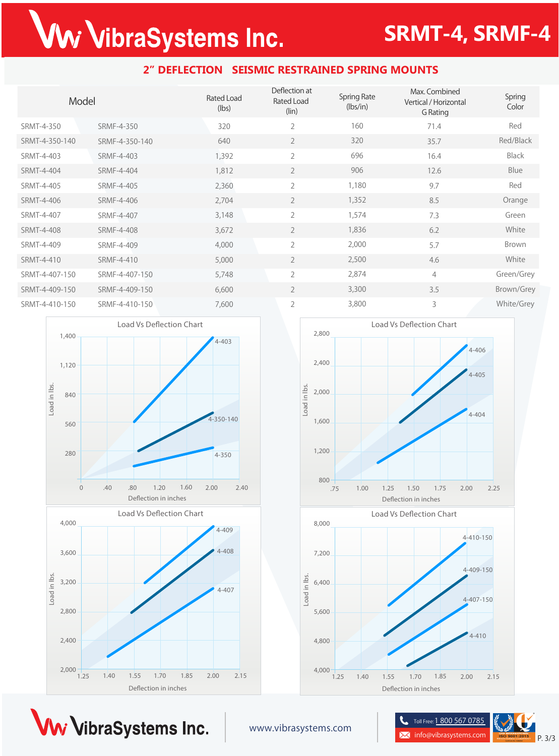# VibraSystems Inc. — SRMT-4, SRMF-4

## 2" DEFLECTION SEISMIC RESTRAINED SPRING MOUNTS

| Model | | Rated Load (lbs) | Deflection at Rated Load (Iin) | Spring Rate (lbs/in) | Max. Combined Vertical / Horizontal G Rating | Spring Color |
|---|---|---|---|---|---|---|
| SRMT-4-350 | SRMF-4-350 | 320 | 2 | 160 | 71.4 | Red |
| SRMT-4-350-140 | SRMF-4-350-140 | 640 | 2 | 320 | 35.7 | Red/Black |
| SRMT-4-403 | SRMF-4-403 | 1,392 | 2 | 696 | 16.4 | Black |
| SRMT-4-404 | SRMF-4-404 | 1,812 | 2 | 906 | 12.6 | Blue |
| SRMT-4-405 | SRMF-4-405 | 2,360 | 2 | 1,180 | 9.7 | Red |
| SRMT-4-406 | SRMF-4-406 | 2,704 | 2 | 1,352 | 8.5 | Orange |
| SRMT-4-407 | SRMF-4-407 | 3,148 | 2 | 1,574 | 7.3 | Green |
| SRMT-4-408 | SRMF-4-408 | 3,672 | 2 | 1,836 | 6.2 | White |
| SRMT-4-409 | SRMF-4-409 | 4,000 | 2 | 2,000 | 5.7 | Brown |
| SRMT-4-410 | SRMF-4-410 | 5,000 | 2 | 2,500 | 4.6 | White |
| SRMT-4-407-150 | SRMF-4-407-150 | 5,748 | 2 | 2,874 | 4 | Green/Grey |
| SRMT-4-409-150 | SRMF-4-409-150 | 6,600 | 2 | 3,300 | 3.5 | Brown/Grey |
| SRMT-4-410-150 | SRMF-4-410-150 | 7,600 | 2 | 3,800 | 3 | White/Grey |

Load Vs Deflection Chart

Load in lbs.: 1,400; 1,120; 840; 560; 280

Deflection in inches: 0; .40; .80; 1.20; 1.60; 2.00; 2.40

4-403; 4-350-140; 4-350

Load Vs Deflection Chart

Load in lbs.: 2,800; 2,400; 2,000; 1,600; 1,200; 800

Deflection in inches: .75; 1.00; 1.25; 1.50; 1.75; 2.00; 2.25

4-406; 4-405; 4-404

Load Vs Deflection Chart

Load in lbs.: 4,000; 3,600; 3,200; 2,800; 2,400; 2,000

Deflection in inches: 1.25; 1.40; 1.55; 1.70; 1.85; 2.00; 2.15

4-409; 4-408; 4-407

Load Vs Deflection Chart

Load in lbs.: 8,000; 7,200; 6,400; 5,600; 4,800; 4,000

Deflection in inches: 1.25; 1.40; 1.55; 1.70; 1.85; 2.00; 2.15

4-410-150; 4-409-150; 4-407-150; 4-410

VibraSystems Inc. www.vibrasystems.com

Toll Free: 1 800 567 0785

info@vibrasystems.com

ISO 9001:2015